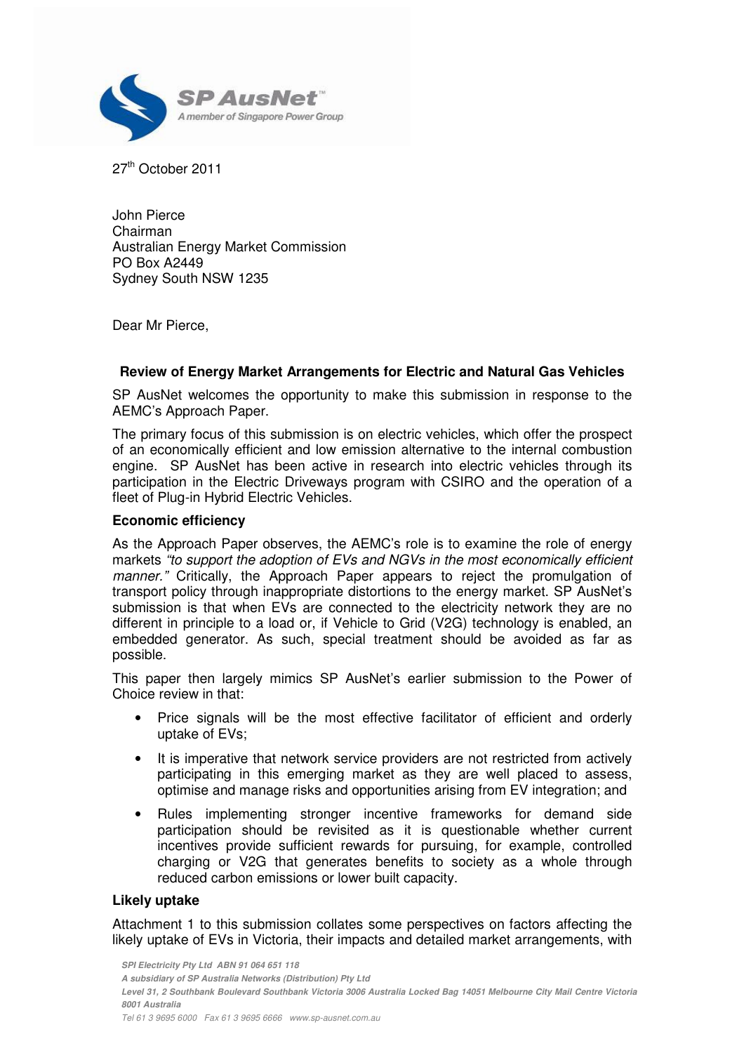27th October 2011

John Pierce
Chairman
Australian Energy Market Commission
PO Box A2449
Sydney South NSW 1235

Dear Mr Pierce,

**Review of Energy Market Arrangements for Electric and Natural Gas Vehicles**

SP AusNet welcomes the opportunity to make this submission in response to the AEMC's Approach Paper.

The primary focus of this submission is on electric vehicles, which offer the prospect of an economically efficient and low emission alternative to the internal combustion engine. SP AusNet has been active in research into electric vehicles through its participation in the Electric Driveways program with CSIRO and the operation of a fleet of Plug-in Hybrid Electric Vehicles.

**Economic efficiency**

As the Approach Paper observes, the AEMC's role is to examine the role of energy markets *"to support the adoption of EVs and NGVs in the most economically efficient manner."* Critically, the Approach Paper appears to reject the promulgation of transport policy through inappropriate distortions to the energy market. SP AusNet's submission is that when EVs are connected to the electricity network they are no different in principle to a load or, if Vehicle to Grid (V2G) technology is enabled, an embedded generator. As such, special treatment should be avoided as far as possible.

This paper then largely mimics SP AusNet's earlier submission to the Power of Choice review in that:

- Price signals will be the most effective facilitator of efficient and orderly uptake of EVs;
- It is imperative that network service providers are not restricted from actively participating in this emerging market as they are well placed to assess, optimise and manage risks and opportunities arising from EV integration; and
- Rules implementing stronger incentive frameworks for demand side participation should be revisited as it is questionable whether current incentives provide sufficient rewards for pursuing, for example, controlled charging or V2G that generates benefits to society as a whole through reduced carbon emissions or lower built capacity.

**Likely uptake**

Attachment 1 to this submission collates some perspectives on factors affecting the likely uptake of EVs in Victoria, their impacts and detailed market arrangements, with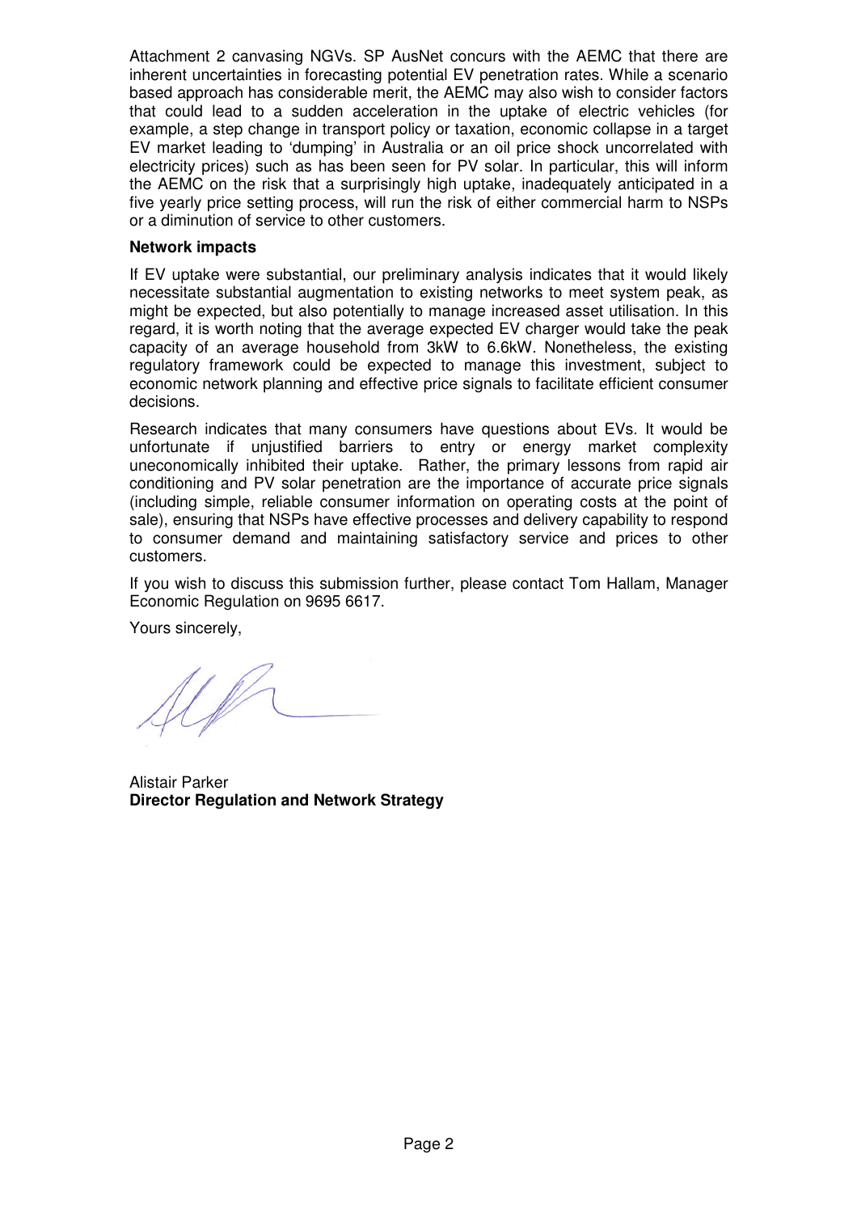Attachment 2 canvasing NGVs. SP AusNet concurs with the AEMC that there are inherent uncertainties in forecasting potential EV penetration rates. While a scenario based approach has considerable merit, the AEMC may also wish to consider factors that could lead to a sudden acceleration in the uptake of electric vehicles (for example, a step change in transport policy or taxation, economic collapse in a target EV market leading to 'dumping' in Australia or an oil price shock uncorrelated with electricity prices) such as has been seen for PV solar. In particular, this will inform the AEMC on the risk that a surprisingly high uptake, inadequately anticipated in a five yearly price setting process, will run the risk of either commercial harm to NSPs or a diminution of service to other customers.

**Network impacts**

If EV uptake were substantial, our preliminary analysis indicates that it would likely necessitate substantial augmentation to existing networks to meet system peak, as might be expected, but also potentially to manage increased asset utilisation. In this regard, it is worth noting that the average expected EV charger would take the peak capacity of an average household from 3kW to 6.6kW. Nonetheless, the existing regulatory framework could be expected to manage this investment, subject to economic network planning and effective price signals to facilitate efficient consumer decisions.

Research indicates that many consumers have questions about EVs. It would be unfortunate if unjustified barriers to entry or energy market complexity uneconomically inhibited their uptake. Rather, the primary lessons from rapid air conditioning and PV solar penetration are the importance of accurate price signals (including simple, reliable consumer information on operating costs at the point of sale), ensuring that NSPs have effective processes and delivery capability to respond to consumer demand and maintaining satisfactory service and prices to other customers.

If you wish to discuss this submission further, please contact Tom Hallam, Manager Economic Regulation on 9695 6617.

Yours sincerely,

Alistair Parker
**Director Regulation and Network Strategy**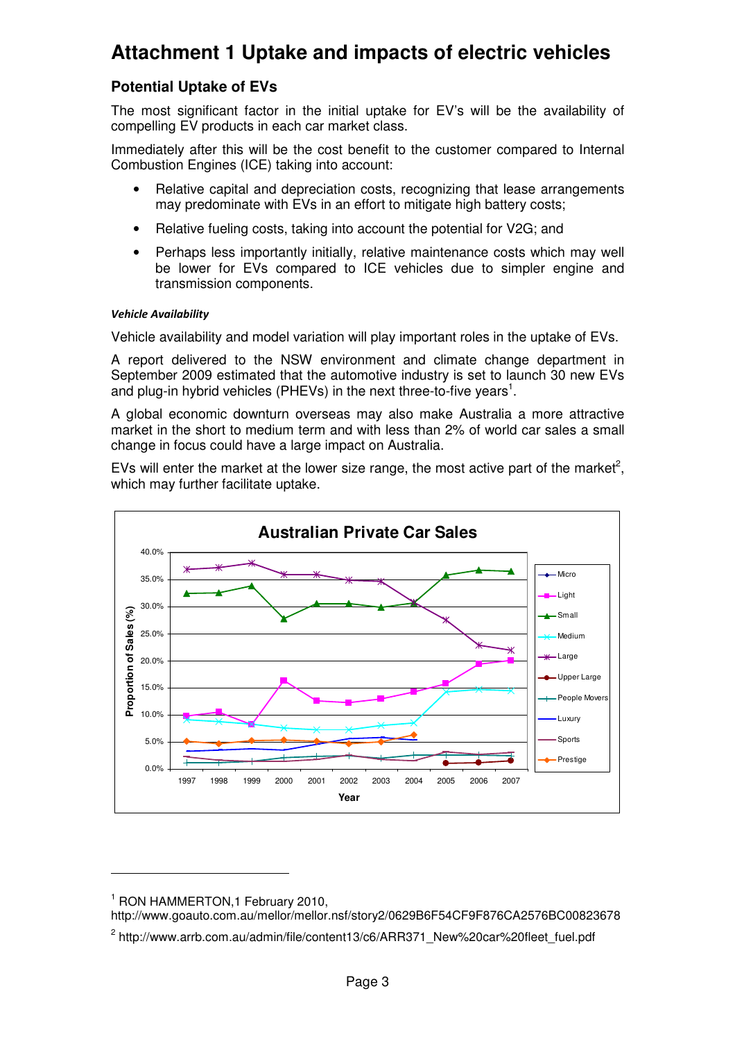# Attachment 1 Uptake and impacts of electric vehicles

## Potential Uptake of EVs

The most significant factor in the initial uptake for EV's will be the availability of compelling EV products in each car market class.

Immediately after this will be the cost benefit to the customer compared to Internal Combustion Engines (ICE) taking into account:

- Relative capital and depreciation costs, recognizing that lease arrangements may predominate with EVs in an effort to mitigate high battery costs;
- Relative fueling costs, taking into account the potential for V2G; and
- Perhaps less importantly initially, relative maintenance costs which may well be lower for EVs compared to ICE vehicles due to simpler engine and transmission components.

#### *Vehicle Availability*

Vehicle availability and model variation will play important roles in the uptake of EVs.

A report delivered to the NSW environment and climate change department in September 2009 estimated that the automotive industry is set to launch 30 new EVs and plug-in hybrid vehicles (PHEVs) in the next three-to-five years[1].

A global economic downturn overseas may also make Australia a more attractive market in the short to medium term and with less than 2% of world car sales a small change in focus could have a large impact on Australia.

EVs will enter the market at the lower size range, the most active part of the market[2], which may further facilitate uptake.

**Australian Private Car Sales**

---

[1] RON HAMMERTON,1 February 2010, http://www.goauto.com.au/mellor/mellor.nsf/story2/0629B6F54CF9F876CA2576BC00823678

[2] http://www.arrb.com.au/admin/file/content13/c6/ARR371_New%20car%20fleet_fuel.pdf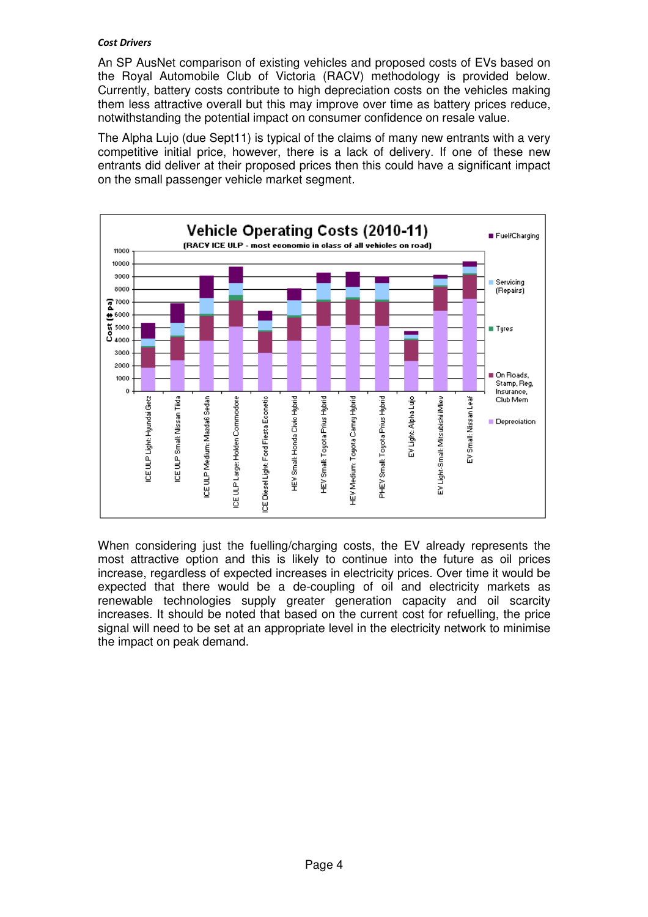*Cost Drivers*

An SP AusNet comparison of existing vehicles and proposed costs of EVs based on the Royal Automobile Club of Victoria (RACV) methodology is provided below. Currently, battery costs contribute to high depreciation costs on the vehicles making them less attractive overall but this may improve over time as battery prices reduce, notwithstanding the potential impact on consumer confidence on resale value.

The Alpha Lujo (due Sept11) is typical of the claims of many new entrants with a very competitive initial price, however, there is a lack of delivery. If one of these new entrants did deliver at their proposed prices then this could have a significant impact on the small passenger vehicle market segment.

When considering just the fuelling/charging costs, the EV already represents the most attractive option and this is likely to continue into the future as oil prices increase, regardless of expected increases in electricity prices. Over time it would be expected that there would be a de-coupling of oil and electricity markets as renewable technologies supply greater generation capacity and oil scarcity increases. It should be noted that based on the current cost for refuelling, the price signal will need to be set at an appropriate level in the electricity network to minimise the impact on peak demand.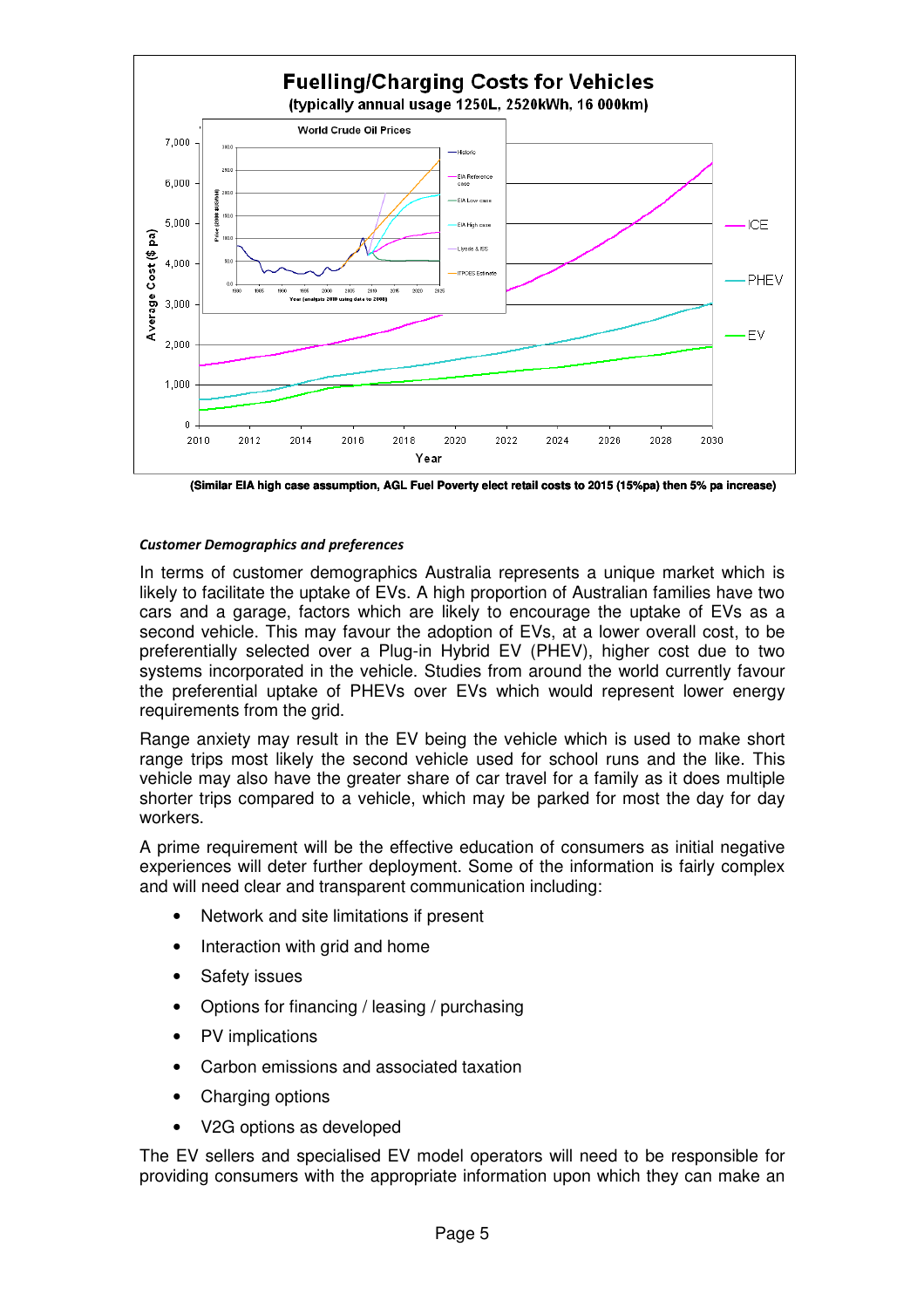**Fuelling/Charging Costs for Vehicles**
**(typically annual usage 1250L, 2520kWh, 16 000km)**

**(Similar EIA high case assumption, AGL Fuel Poverty elect retail costs to 2015 (15%pa) then 5% pa increase)**

***Customer Demographics and preferences***

In terms of customer demographics Australia represents a unique market which is likely to facilitate the uptake of EVs. A high proportion of Australian families have two cars and a garage, factors which are likely to encourage the uptake of EVs as a second vehicle. This may favour the adoption of EVs, at a lower overall cost, to be preferentially selected over a Plug-in Hybrid EV (PHEV), higher cost due to two systems incorporated in the vehicle. Studies from around the world currently favour the preferential uptake of PHEVs over EVs which would represent lower energy requirements from the grid.

Range anxiety may result in the EV being the vehicle which is used to make short range trips most likely the second vehicle used for school runs and the like. This vehicle may also have the greater share of car travel for a family as it does multiple shorter trips compared to a vehicle, which may be parked for most the day for day workers.

A prime requirement will be the effective education of consumers as initial negative experiences will deter further deployment. Some of the information is fairly complex and will need clear and transparent communication including:

- Network and site limitations if present
- Interaction with grid and home
- Safety issues
- Options for financing / leasing / purchasing
- PV implications
- Carbon emissions and associated taxation
- Charging options
- V2G options as developed

The EV sellers and specialised EV model operators will need to be responsible for providing consumers with the appropriate information upon which they can make an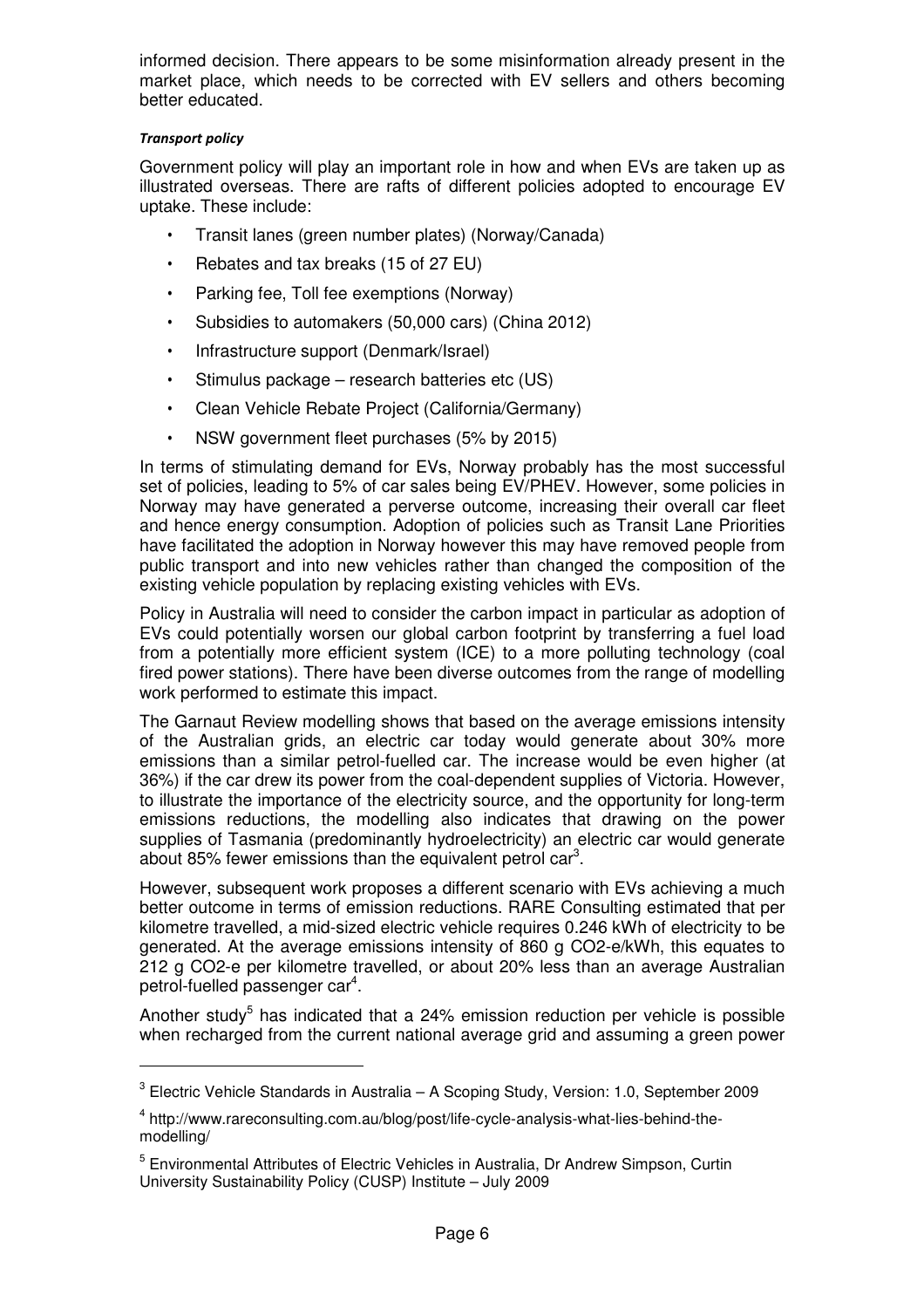informed decision. There appears to be some misinformation already present in the market place, which needs to be corrected with EV sellers and others becoming better educated.

***Transport policy***

Government policy will play an important role in how and when EVs are taken up as illustrated overseas. There are rafts of different policies adopted to encourage EV uptake. These include:

- Transit lanes (green number plates) (Norway/Canada)
- Rebates and tax breaks (15 of 27 EU)
- Parking fee, Toll fee exemptions (Norway)
- Subsidies to automakers (50,000 cars) (China 2012)
- Infrastructure support (Denmark/Israel)
- Stimulus package – research batteries etc (US)
- Clean Vehicle Rebate Project (California/Germany)
- NSW government fleet purchases (5% by 2015)

In terms of stimulating demand for EVs, Norway probably has the most successful set of policies, leading to 5% of car sales being EV/PHEV. However, some policies in Norway may have generated a perverse outcome, increasing their overall car fleet and hence energy consumption. Adoption of policies such as Transit Lane Priorities have facilitated the adoption in Norway however this may have removed people from public transport and into new vehicles rather than changed the composition of the existing vehicle population by replacing existing vehicles with EVs.

Policy in Australia will need to consider the carbon impact in particular as adoption of EVs could potentially worsen our global carbon footprint by transferring a fuel load from a potentially more efficient system (ICE) to a more polluting technology (coal fired power stations). There have been diverse outcomes from the range of modelling work performed to estimate this impact.

The Garnaut Review modelling shows that based on the average emissions intensity of the Australian grids, an electric car today would generate about 30% more emissions than a similar petrol-fuelled car. The increase would be even higher (at 36%) if the car drew its power from the coal-dependent supplies of Victoria. However, to illustrate the importance of the electricity source, and the opportunity for long-term emissions reductions, the modelling also indicates that drawing on the power supplies of Tasmania (predominantly hydroelectricity) an electric car would generate about 85% fewer emissions than the equivalent petrol car[3].

However, subsequent work proposes a different scenario with EVs achieving a much better outcome in terms of emission reductions. RARE Consulting estimated that per kilometre travelled, a mid-sized electric vehicle requires 0.246 kWh of electricity to be generated. At the average emissions intensity of 860 g CO2-e/kWh, this equates to 212 g CO2-e per kilometre travelled, or about 20% less than an average Australian petrol-fuelled passenger car[4].

Another study[5] has indicated that a 24% emission reduction per vehicle is possible when recharged from the current national average grid and assuming a green power

---

[3] Electric Vehicle Standards in Australia – A Scoping Study, Version: 1.0, September 2009

[4] http://www.rareconsulting.com.au/blog/post/life-cycle-analysis-what-lies-behind-the-modelling/

[5] Environmental Attributes of Electric Vehicles in Australia, Dr Andrew Simpson, Curtin University Sustainability Policy (CUSP) Institute – July 2009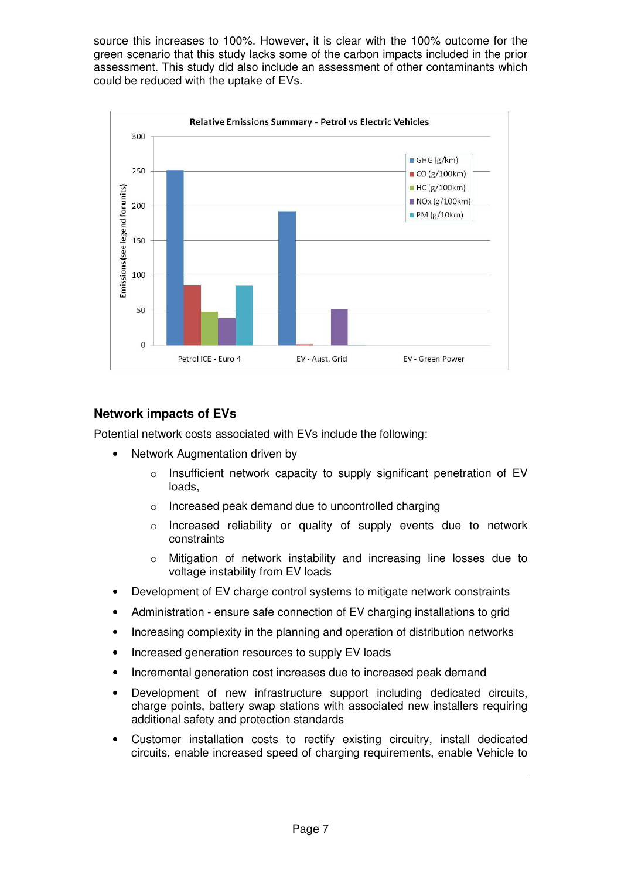source this increases to 100%. However, it is clear with the 100% outcome for the green scenario that this study lacks some of the carbon impacts included in the prior assessment. This study did also include an assessment of other contaminants which could be reduced with the uptake of EVs.

## Network impacts of EVs

Potential network costs associated with EVs include the following:

- Network Augmentation driven by
  - Insufficient network capacity to supply significant penetration of EV loads,
  - Increased peak demand due to uncontrolled charging
  - Increased reliability or quality of supply events due to network constraints
  - Mitigation of network instability and increasing line losses due to voltage instability from EV loads
- Development of EV charge control systems to mitigate network constraints
- Administration - ensure safe connection of EV charging installations to grid
- Increasing complexity in the planning and operation of distribution networks
- Increased generation resources to supply EV loads
- Incremental generation cost increases due to increased peak demand
- Development of new infrastructure support including dedicated circuits, charge points, battery swap stations with associated new installers requiring additional safety and protection standards
- Customer installation costs to rectify existing circuitry, install dedicated circuits, enable increased speed of charging requirements, enable Vehicle to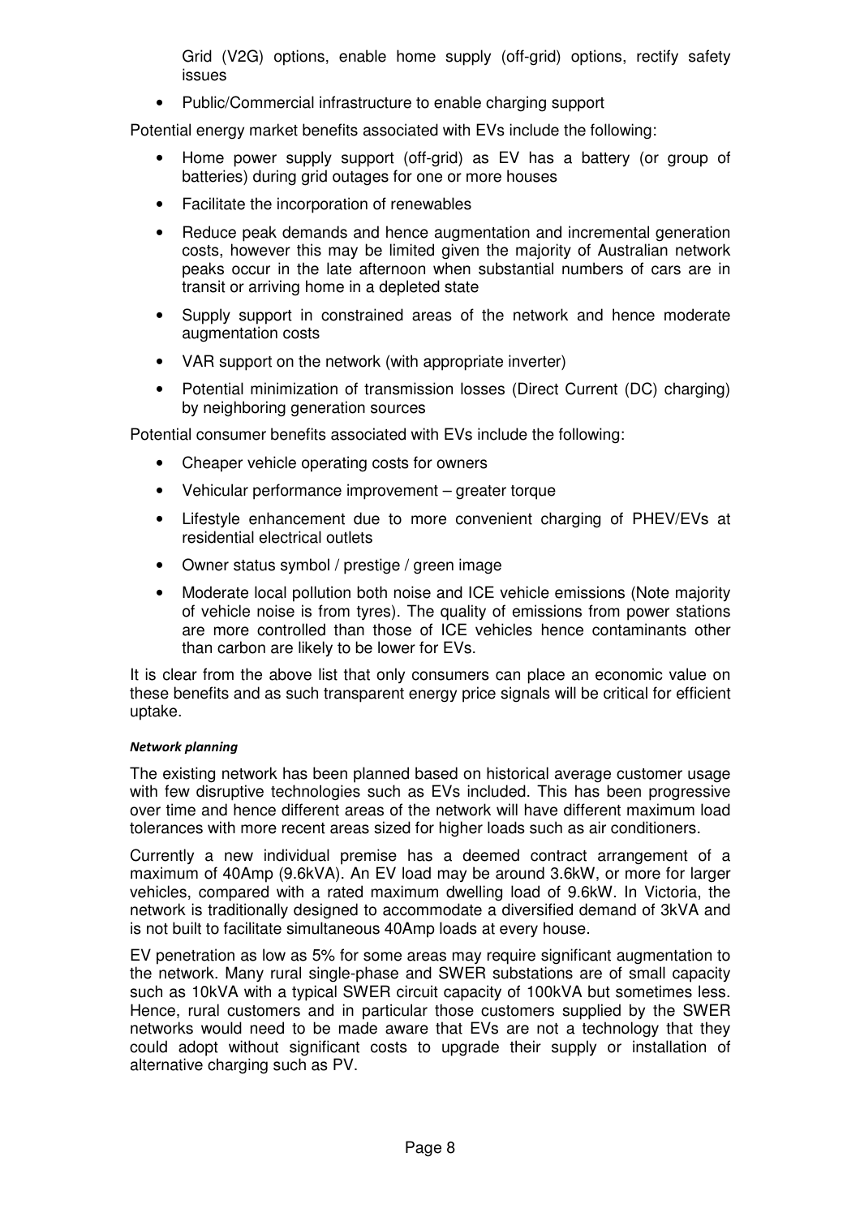Grid (V2G) options, enable home supply (off-grid) options, rectify safety issues

- Public/Commercial infrastructure to enable charging support

Potential energy market benefits associated with EVs include the following:

- Home power supply support (off-grid) as EV has a battery (or group of batteries) during grid outages for one or more houses
- Facilitate the incorporation of renewables
- Reduce peak demands and hence augmentation and incremental generation costs, however this may be limited given the majority of Australian network peaks occur in the late afternoon when substantial numbers of cars are in transit or arriving home in a depleted state
- Supply support in constrained areas of the network and hence moderate augmentation costs
- VAR support on the network (with appropriate inverter)
- Potential minimization of transmission losses (Direct Current (DC) charging) by neighboring generation sources

Potential consumer benefits associated with EVs include the following:

- Cheaper vehicle operating costs for owners
- Vehicular performance improvement – greater torque
- Lifestyle enhancement due to more convenient charging of PHEV/EVs at residential electrical outlets
- Owner status symbol / prestige / green image
- Moderate local pollution both noise and ICE vehicle emissions (Note majority of vehicle noise is from tyres). The quality of emissions from power stations are more controlled than those of ICE vehicles hence contaminants other than carbon are likely to be lower for EVs.

It is clear from the above list that only consumers can place an economic value on these benefits and as such transparent energy price signals will be critical for efficient uptake.

#### *Network planning*

The existing network has been planned based on historical average customer usage with few disruptive technologies such as EVs included. This has been progressive over time and hence different areas of the network will have different maximum load tolerances with more recent areas sized for higher loads such as air conditioners.

Currently a new individual premise has a deemed contract arrangement of a maximum of 40Amp (9.6kVA). An EV load may be around 3.6kW, or more for larger vehicles, compared with a rated maximum dwelling load of 9.6kW. In Victoria, the network is traditionally designed to accommodate a diversified demand of 3kVA and is not built to facilitate simultaneous 40Amp loads at every house.

EV penetration as low as 5% for some areas may require significant augmentation to the network. Many rural single-phase and SWER substations are of small capacity such as 10kVA with a typical SWER circuit capacity of 100kVA but sometimes less. Hence, rural customers and in particular those customers supplied by the SWER networks would need to be made aware that EVs are not a technology that they could adopt without significant costs to upgrade their supply or installation of alternative charging such as PV.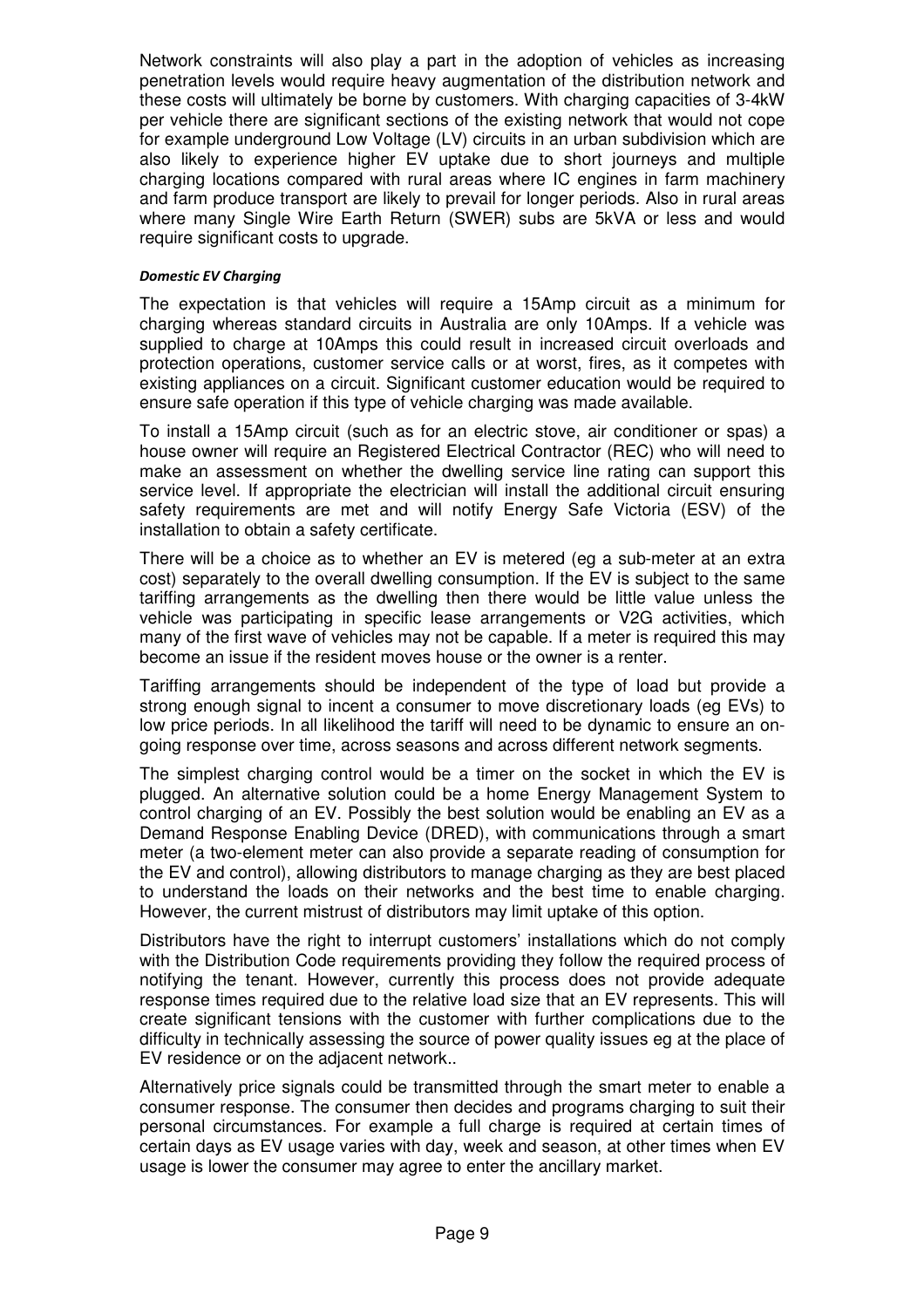Network constraints will also play a part in the adoption of vehicles as increasing penetration levels would require heavy augmentation of the distribution network and these costs will ultimately be borne by customers. With charging capacities of 3-4kW per vehicle there are significant sections of the existing network that would not cope for example underground Low Voltage (LV) circuits in an urban subdivision which are also likely to experience higher EV uptake due to short journeys and multiple charging locations compared with rural areas where IC engines in farm machinery and farm produce transport are likely to prevail for longer periods. Also in rural areas where many Single Wire Earth Return (SWER) subs are 5kVA or less and would require significant costs to upgrade.

###### *Domestic EV Charging*

The expectation is that vehicles will require a 15Amp circuit as a minimum for charging whereas standard circuits in Australia are only 10Amps. If a vehicle was supplied to charge at 10Amps this could result in increased circuit overloads and protection operations, customer service calls or at worst, fires, as it competes with existing appliances on a circuit. Significant customer education would be required to ensure safe operation if this type of vehicle charging was made available.

To install a 15Amp circuit (such as for an electric stove, air conditioner or spas) a house owner will require an Registered Electrical Contractor (REC) who will need to make an assessment on whether the dwelling service line rating can support this service level. If appropriate the electrician will install the additional circuit ensuring safety requirements are met and will notify Energy Safe Victoria (ESV) of the installation to obtain a safety certificate.

There will be a choice as to whether an EV is metered (eg a sub-meter at an extra cost) separately to the overall dwelling consumption. If the EV is subject to the same tariffing arrangements as the dwelling then there would be little value unless the vehicle was participating in specific lease arrangements or V2G activities, which many of the first wave of vehicles may not be capable. If a meter is required this may become an issue if the resident moves house or the owner is a renter.

Tariffing arrangements should be independent of the type of load but provide a strong enough signal to incent a consumer to move discretionary loads (eg EVs) to low price periods. In all likelihood the tariff will need to be dynamic to ensure an on-going response over time, across seasons and across different network segments.

The simplest charging control would be a timer on the socket in which the EV is plugged. An alternative solution could be a home Energy Management System to control charging of an EV. Possibly the best solution would be enabling an EV as a Demand Response Enabling Device (DRED), with communications through a smart meter (a two-element meter can also provide a separate reading of consumption for the EV and control), allowing distributors to manage charging as they are best placed to understand the loads on their networks and the best time to enable charging. However, the current mistrust of distributors may limit uptake of this option.

Distributors have the right to interrupt customers' installations which do not comply with the Distribution Code requirements providing they follow the required process of notifying the tenant. However, currently this process does not provide adequate response times required due to the relative load size that an EV represents. This will create significant tensions with the customer with further complications due to the difficulty in technically assessing the source of power quality issues eg at the place of EV residence or on the adjacent network..

Alternatively price signals could be transmitted through the smart meter to enable a consumer response. The consumer then decides and programs charging to suit their personal circumstances. For example a full charge is required at certain times of certain days as EV usage varies with day, week and season, at other times when EV usage is lower the consumer may agree to enter the ancillary market.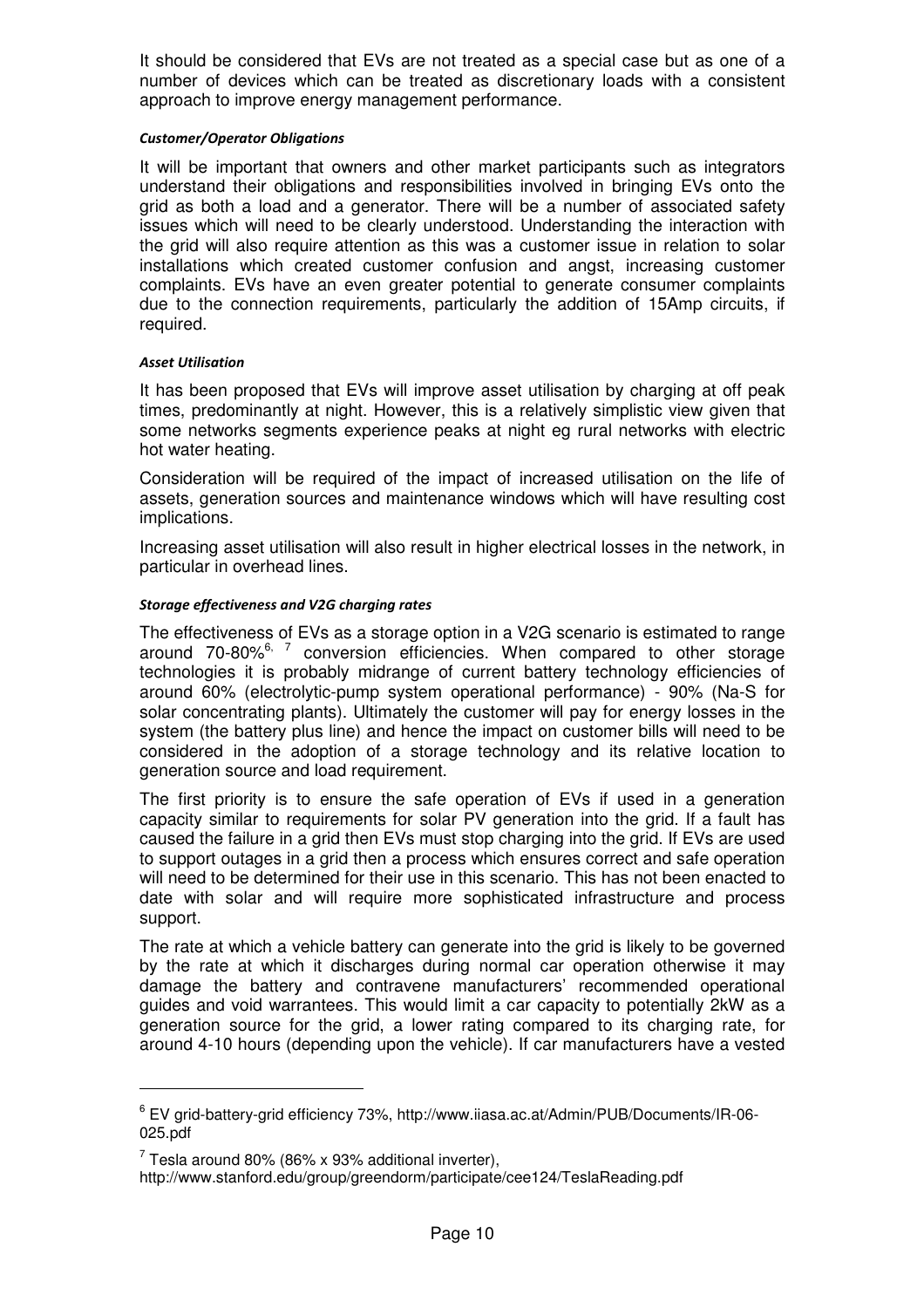It should be considered that EVs are not treated as a special case but as one of a number of devices which can be treated as discretionary loads with a consistent approach to improve energy management performance.

#### *Customer/Operator Obligations*

It will be important that owners and other market participants such as integrators understand their obligations and responsibilities involved in bringing EVs onto the grid as both a load and a generator. There will be a number of associated safety issues which will need to be clearly understood. Understanding the interaction with the grid will also require attention as this was a customer issue in relation to solar installations which created customer confusion and angst, increasing customer complaints. EVs have an even greater potential to generate consumer complaints due to the connection requirements, particularly the addition of 15Amp circuits, if required.

#### *Asset Utilisation*

It has been proposed that EVs will improve asset utilisation by charging at off peak times, predominantly at night. However, this is a relatively simplistic view given that some networks segments experience peaks at night eg rural networks with electric hot water heating.

Consideration will be required of the impact of increased utilisation on the life of assets, generation sources and maintenance windows which will have resulting cost implications.

Increasing asset utilisation will also result in higher electrical losses in the network, in particular in overhead lines.

#### *Storage effectiveness and V2G charging rates*

The effectiveness of EVs as a storage option in a V2G scenario is estimated to range around 70-80%[6, 7] conversion efficiencies. When compared to other storage technologies it is probably midrange of current battery technology efficiencies of around 60% (electrolytic-pump system operational performance) - 90% (Na-S for solar concentrating plants). Ultimately the customer will pay for energy losses in the system (the battery plus line) and hence the impact on customer bills will need to be considered in the adoption of a storage technology and its relative location to generation source and load requirement.

The first priority is to ensure the safe operation of EVs if used in a generation capacity similar to requirements for solar PV generation into the grid. If a fault has caused the failure in a grid then EVs must stop charging into the grid. If EVs are used to support outages in a grid then a process which ensures correct and safe operation will need to be determined for their use in this scenario. This has not been enacted to date with solar and will require more sophisticated infrastructure and process support.

The rate at which a vehicle battery can generate into the grid is likely to be governed by the rate at which it discharges during normal car operation otherwise it may damage the battery and contravene manufacturers' recommended operational guides and void warrantees. This would limit a car capacity to potentially 2kW as a generation source for the grid, a lower rating compared to its charging rate, for around 4-10 hours (depending upon the vehicle). If car manufacturers have a vested

---

[6] EV grid-battery-grid efficiency 73%, http://www.iiasa.ac.at/Admin/PUB/Documents/IR-06-025.pdf

[7] Tesla around 80% (86% x 93% additional inverter), http://www.stanford.edu/group/greendorm/participate/cee124/TeslaReading.pdf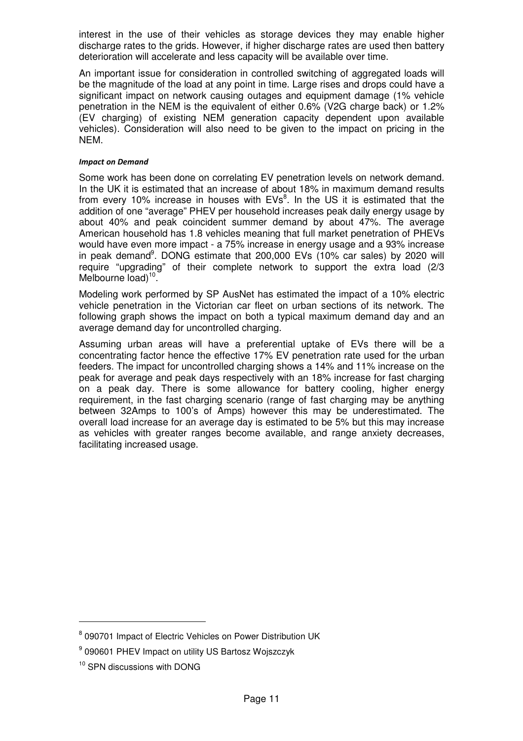interest in the use of their vehicles as storage devices they may enable higher discharge rates to the grids. However, if higher discharge rates are used then battery deterioration will accelerate and less capacity will be available over time.

An important issue for consideration in controlled switching of aggregated loads will be the magnitude of the load at any point in time. Large rises and drops could have a significant impact on network causing outages and equipment damage (1% vehicle penetration in the NEM is the equivalent of either 0.6% (V2G charge back) or 1.2% (EV charging) of existing NEM generation capacity dependent upon available vehicles). Consideration will also need to be given to the impact on pricing in the NEM.

#### *Impact on Demand*

Some work has been done on correlating EV penetration levels on network demand. In the UK it is estimated that an increase of about 18% in maximum demand results from every 10% increase in houses with EVs[8]. In the US it is estimated that the addition of one "average" PHEV per household increases peak daily energy usage by about 40% and peak coincident summer demand by about 47%. The average American household has 1.8 vehicles meaning that full market penetration of PHEVs would have even more impact - a 75% increase in energy usage and a 93% increase in peak demand[9]. DONG estimate that 200,000 EVs (10% car sales) by 2020 will require "upgrading" of their complete network to support the extra load (2/3 Melbourne load)[10].

Modeling work performed by SP AusNet has estimated the impact of a 10% electric vehicle penetration in the Victorian car fleet on urban sections of its network. The following graph shows the impact on both a typical maximum demand day and an average demand day for uncontrolled charging.

Assuming urban areas will have a preferential uptake of EVs there will be a concentrating factor hence the effective 17% EV penetration rate used for the urban feeders. The impact for uncontrolled charging shows a 14% and 11% increase on the peak for average and peak days respectively with an 18% increase for fast charging on a peak day. There is some allowance for battery cooling, higher energy requirement, in the fast charging scenario (range of fast charging may be anything between 32Amps to 100's of Amps) however this may be underestimated. The overall load increase for an average day is estimated to be 5% but this may increase as vehicles with greater ranges become available, and range anxiety decreases, facilitating increased usage.

---

[8] 090701 Impact of Electric Vehicles on Power Distribution UK

[9] 090601 PHEV Impact on utility US Bartosz Wojszczyk

[10] SPN discussions with DONG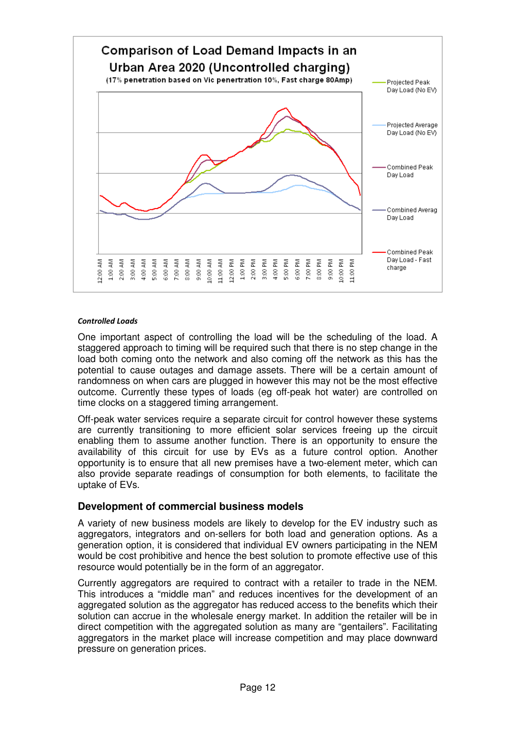**Comparison of Load Demand Impacts in an Urban Area 2020 (Uncontrolled charging)**

(17% penetration based on Vic penertration 10%, Fast charge 80Amp)

- Projected Peak Day Load (No EV)
- Projected Average Day Load (No EV)
- Combined Peak Day Load
- Combined Averag Day Load
- Combined Peak Day Load - Fast charge

12:00 AM, 1:00 AM, 2:00 AM, 3:00 AM, 4:00 AM, 5:00 AM, 6:00 AM, 7:00 AM, 8:00 AM, 9:00 AM, 10:00 AM, 11:00 AM, 12:00 PM, 1:00 PM, 2:00 PM, 3:00 PM, 4:00 PM, 5:00 PM, 6:00 PM, 7:00 PM, 8:00 PM, 9:00 PM, 10:00 PM, 11:00 PM

***Controlled Loads***

One important aspect of controlling the load will be the scheduling of the load. A staggered approach to timing will be required such that there is no step change in the load both coming onto the network and also coming off the network as this has the potential to cause outages and damage assets. There will be a certain amount of randomness on when cars are plugged in however this may not be the most effective outcome. Currently these types of loads (eg off-peak hot water) are controlled on time clocks on a staggered timing arrangement.

Off-peak water services require a separate circuit for control however these systems are currently transitioning to more efficient solar services freeing up the circuit enabling them to assume another function. There is an opportunity to ensure the availability of this circuit for use by EVs as a future control option. Another opportunity is to ensure that all new premises have a two-element meter, which can also provide separate readings of consumption for both elements, to facilitate the uptake of EVs.

### Development of commercial business models

A variety of new business models are likely to develop for the EV industry such as aggregators, integrators and on-sellers for both load and generation options. As a generation option, it is considered that individual EV owners participating in the NEM would be cost prohibitive and hence the best solution to promote effective use of this resource would potentially be in the form of an aggregator.

Currently aggregators are required to contract with a retailer to trade in the NEM. This introduces a "middle man" and reduces incentives for the development of an aggregated solution as the aggregator has reduced access to the benefits which their solution can accrue in the wholesale energy market. In addition the retailer will be in direct competition with the aggregated solution as many are "gentailers". Facilitating aggregators in the market place will increase competition and may place downward pressure on generation prices.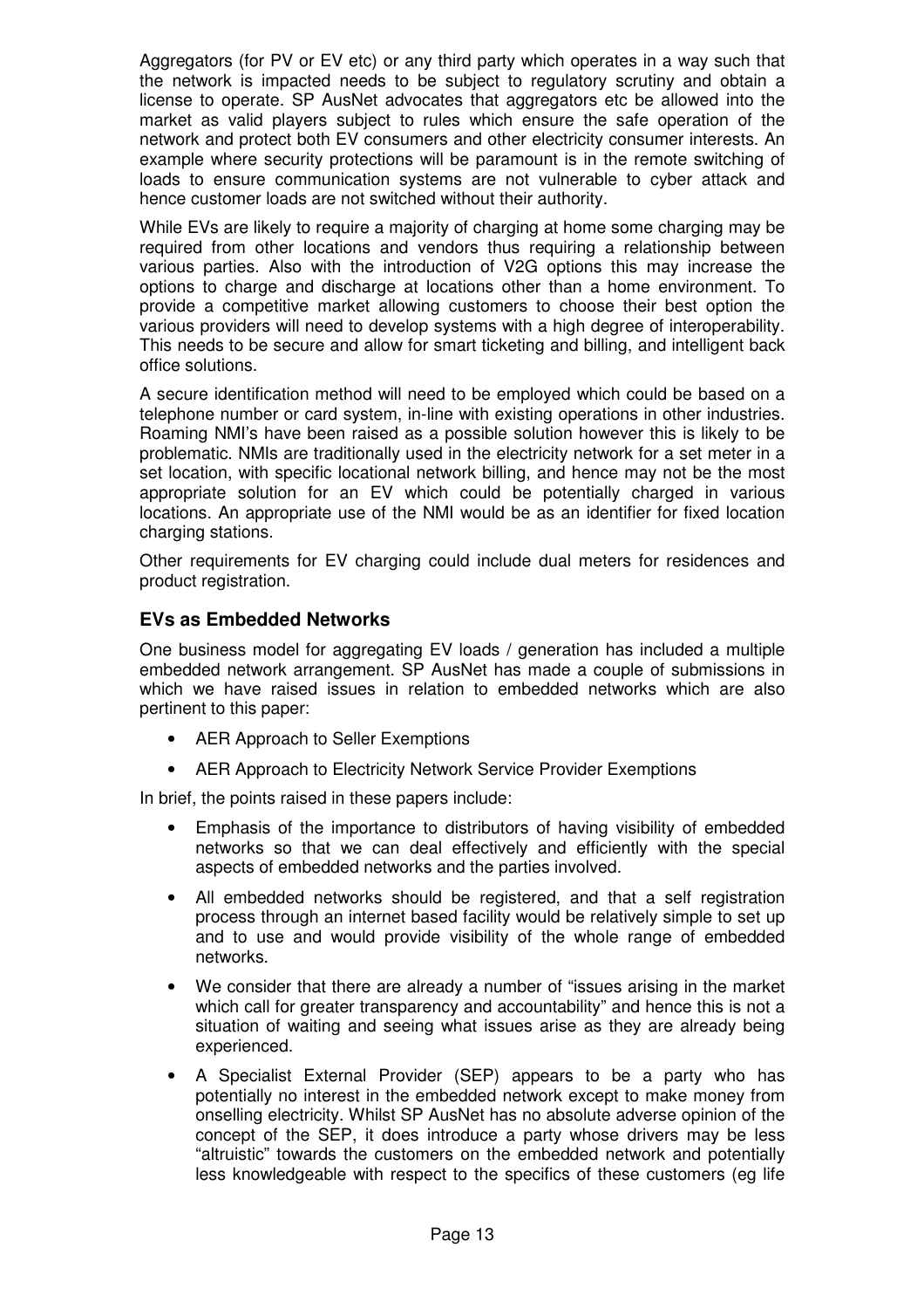Aggregators (for PV or EV etc) or any third party which operates in a way such that the network is impacted needs to be subject to regulatory scrutiny and obtain a license to operate. SP AusNet advocates that aggregators etc be allowed into the market as valid players subject to rules which ensure the safe operation of the network and protect both EV consumers and other electricity consumer interests. An example where security protections will be paramount is in the remote switching of loads to ensure communication systems are not vulnerable to cyber attack and hence customer loads are not switched without their authority.

While EVs are likely to require a majority of charging at home some charging may be required from other locations and vendors thus requiring a relationship between various parties. Also with the introduction of V2G options this may increase the options to charge and discharge at locations other than a home environment. To provide a competitive market allowing customers to choose their best option the various providers will need to develop systems with a high degree of interoperability. This needs to be secure and allow for smart ticketing and billing, and intelligent back office solutions.

A secure identification method will need to be employed which could be based on a telephone number or card system, in-line with existing operations in other industries. Roaming NMI's have been raised as a possible solution however this is likely to be problematic. NMIs are traditionally used in the electricity network for a set meter in a set location, with specific locational network billing, and hence may not be the most appropriate solution for an EV which could be potentially charged in various locations. An appropriate use of the NMI would be as an identifier for fixed location charging stations.

Other requirements for EV charging could include dual meters for residences and product registration.

### EVs as Embedded Networks

One business model for aggregating EV loads / generation has included a multiple embedded network arrangement. SP AusNet has made a couple of submissions in which we have raised issues in relation to embedded networks which are also pertinent to this paper:

- AER Approach to Seller Exemptions
- AER Approach to Electricity Network Service Provider Exemptions

In brief, the points raised in these papers include:

- Emphasis of the importance to distributors of having visibility of embedded networks so that we can deal effectively and efficiently with the special aspects of embedded networks and the parties involved.
- All embedded networks should be registered, and that a self registration process through an internet based facility would be relatively simple to set up and to use and would provide visibility of the whole range of embedded networks.
- We consider that there are already a number of "issues arising in the market which call for greater transparency and accountability" and hence this is not a situation of waiting and seeing what issues arise as they are already being experienced.
- A Specialist External Provider (SEP) appears to be a party who has potentially no interest in the embedded network except to make money from onselling electricity. Whilst SP AusNet has no absolute adverse opinion of the concept of the SEP, it does introduce a party whose drivers may be less "altruistic" towards the customers on the embedded network and potentially less knowledgeable with respect to the specifics of these customers (eg life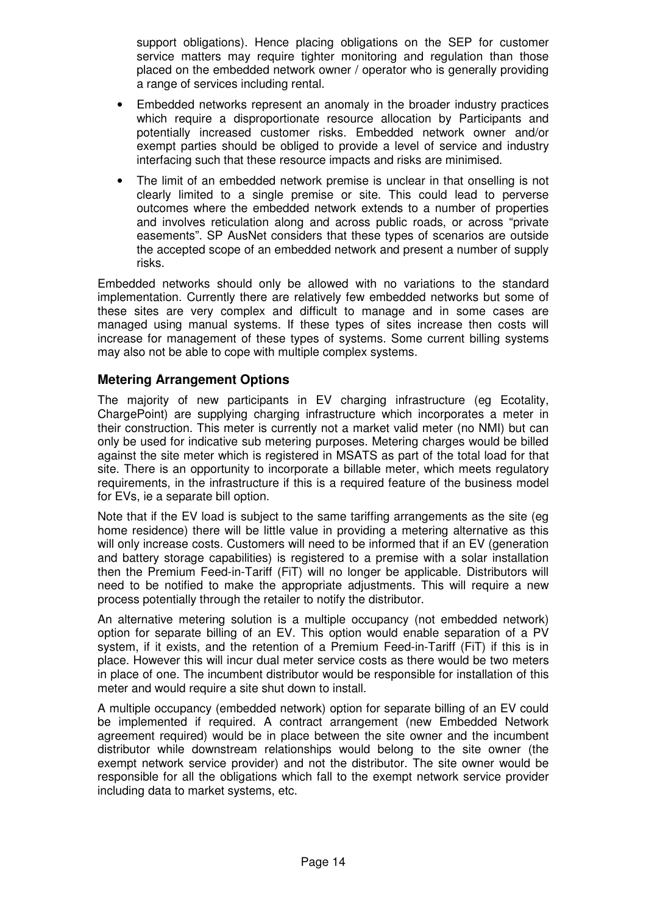support obligations). Hence placing obligations on the SEP for customer service matters may require tighter monitoring and regulation than those placed on the embedded network owner / operator who is generally providing a range of services including rental.

- Embedded networks represent an anomaly in the broader industry practices which require a disproportionate resource allocation by Participants and potentially increased customer risks. Embedded network owner and/or exempt parties should be obliged to provide a level of service and industry interfacing such that these resource impacts and risks are minimised.
- The limit of an embedded network premise is unclear in that onselling is not clearly limited to a single premise or site. This could lead to perverse outcomes where the embedded network extends to a number of properties and involves reticulation along and across public roads, or across "private easements". SP AusNet considers that these types of scenarios are outside the accepted scope of an embedded network and present a number of supply risks.

Embedded networks should only be allowed with no variations to the standard implementation. Currently there are relatively few embedded networks but some of these sites are very complex and difficult to manage and in some cases are managed using manual systems. If these types of sites increase then costs will increase for management of these types of systems. Some current billing systems may also not be able to cope with multiple complex systems.

### Metering Arrangement Options

The majority of new participants in EV charging infrastructure (eg Ecotality, ChargePoint) are supplying charging infrastructure which incorporates a meter in their construction. This meter is currently not a market valid meter (no NMI) but can only be used for indicative sub metering purposes. Metering charges would be billed against the site meter which is registered in MSATS as part of the total load for that site. There is an opportunity to incorporate a billable meter, which meets regulatory requirements, in the infrastructure if this is a required feature of the business model for EVs, ie a separate bill option.

Note that if the EV load is subject to the same tariffing arrangements as the site (eg home residence) there will be little value in providing a metering alternative as this will only increase costs. Customers will need to be informed that if an EV (generation and battery storage capabilities) is registered to a premise with a solar installation then the Premium Feed-in-Tariff (FiT) will no longer be applicable. Distributors will need to be notified to make the appropriate adjustments. This will require a new process potentially through the retailer to notify the distributor.

An alternative metering solution is a multiple occupancy (not embedded network) option for separate billing of an EV. This option would enable separation of a PV system, if it exists, and the retention of a Premium Feed-in-Tariff (FiT) if this is in place. However this will incur dual meter service costs as there would be two meters in place of one. The incumbent distributor would be responsible for installation of this meter and would require a site shut down to install.

A multiple occupancy (embedded network) option for separate billing of an EV could be implemented if required. A contract arrangement (new Embedded Network agreement required) would be in place between the site owner and the incumbent distributor while downstream relationships would belong to the site owner (the exempt network service provider) and not the distributor. The site owner would be responsible for all the obligations which fall to the exempt network service provider including data to market systems, etc.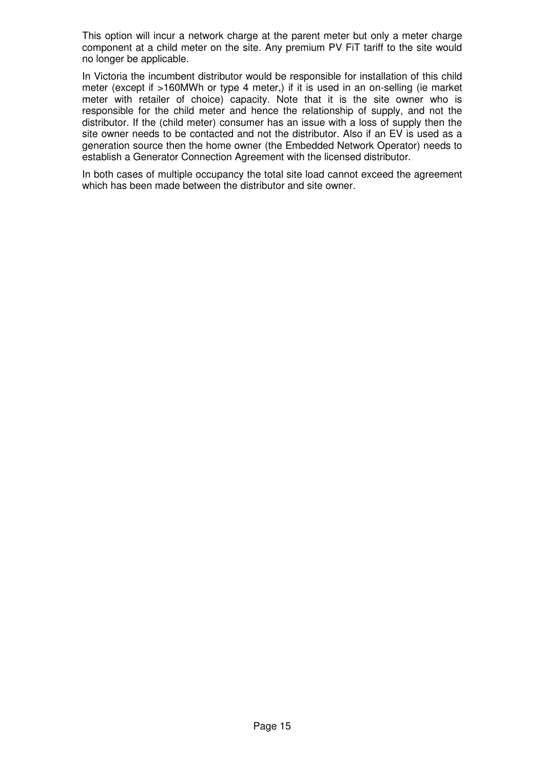This option will incur a network charge at the parent meter but only a meter charge component at a child meter on the site. Any premium PV FiT tariff to the site would no longer be applicable.

In Victoria the incumbent distributor would be responsible for installation of this child meter (except if >160MWh or type 4 meter,) if it is used in an on-selling (ie market meter with retailer of choice) capacity. Note that it is the site owner who is responsible for the child meter and hence the relationship of supply, and not the distributor. If the (child meter) consumer has an issue with a loss of supply then the site owner needs to be contacted and not the distributor. Also if an EV is used as a generation source then the home owner (the Embedded Network Operator) needs to establish a Generator Connection Agreement with the licensed distributor.

In both cases of multiple occupancy the total site load cannot exceed the agreement which has been made between the distributor and site owner.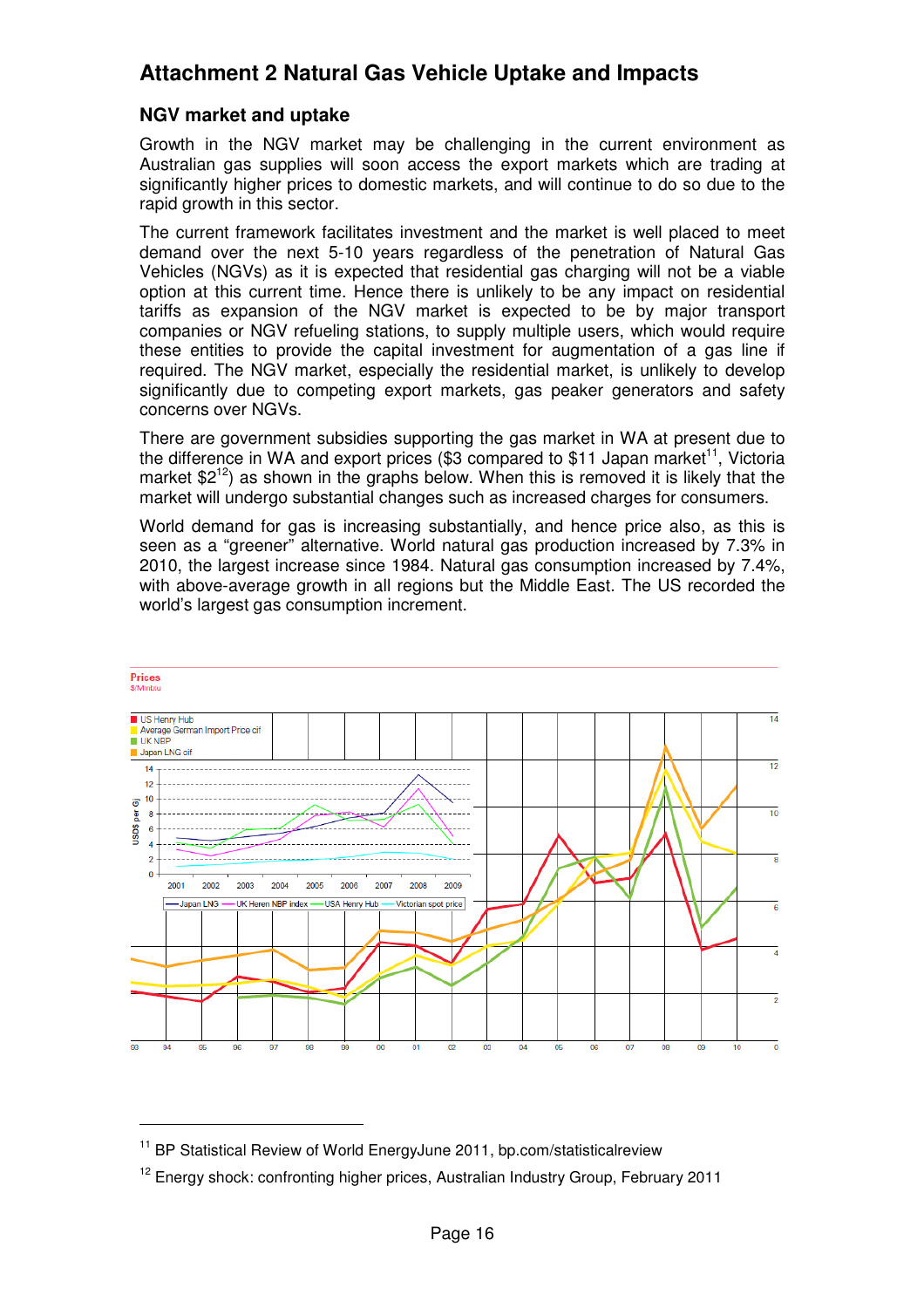# Attachment 2 Natural Gas Vehicle Uptake and Impacts

## NGV market and uptake

Growth in the NGV market may be challenging in the current environment as Australian gas supplies will soon access the export markets which are trading at significantly higher prices to domestic markets, and will continue to do so due to the rapid growth in this sector.

The current framework facilitates investment and the market is well placed to meet demand over the next 5-10 years regardless of the penetration of Natural Gas Vehicles (NGVs) as it is expected that residential gas charging will not be a viable option at this current time. Hence there is unlikely to be any impact on residential tariffs as expansion of the NGV market is expected to be by major transport companies or NGV refueling stations, to supply multiple users, which would require these entities to provide the capital investment for augmentation of a gas line if required. The NGV market, especially the residential market, is unlikely to develop significantly due to competing export markets, gas peaker generators and safety concerns over NGVs.

There are government subsidies supporting the gas market in WA at present due to the difference in WA and export prices ($3 compared to $11 Japan market[11], Victoria market $2[12]) as shown in the graphs below. When this is removed it is likely that the market will undergo substantial changes such as increased charges for consumers.

World demand for gas is increasing substantially, and hence price also, as this is seen as a "greener" alternative. World natural gas production increased by 7.3% in 2010, the largest increase since 1984. Natural gas consumption increased by 7.4%, with above-average growth in all regions but the Middle East. The US recorded the world's largest gas consumption increment.

---

[11] BP Statistical Review of World EnergyJune 2011, bp.com/statisticalreview

[12] Energy shock: confronting higher prices, Australian Industry Group, February 2011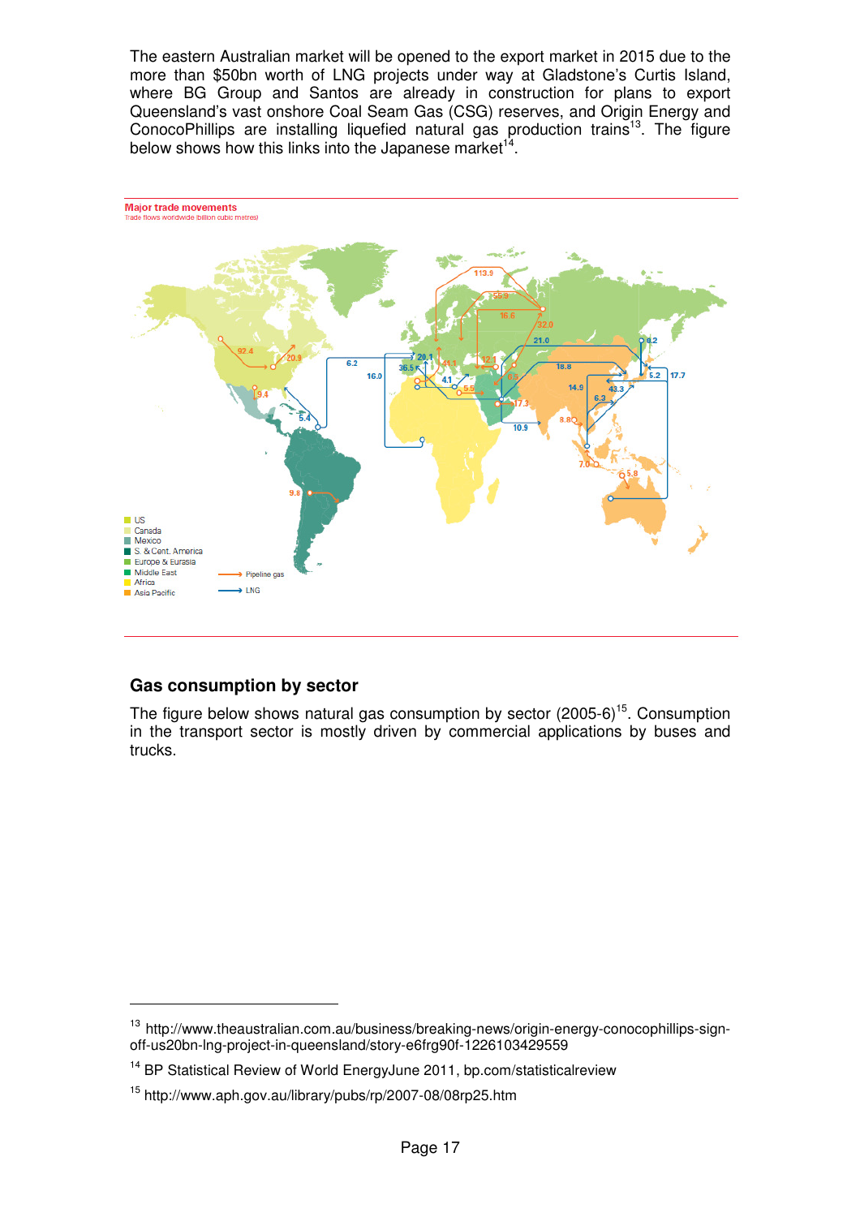The eastern Australian market will be opened to the export market in 2015 due to the more than $50bn worth of LNG projects under way at Gladstone's Curtis Island, where BG Group and Santos are already in construction for plans to export Queensland's vast onshore Coal Seam Gas (CSG) reserves, and Origin Energy and ConocoPhillips are installing liquefied natural gas production trains[13]. The figure below shows how this links into the Japanese market[14].

**Major trade movements**
Trade flows worldwide (billion cubic metres)

## Gas consumption by sector

The figure below shows natural gas consumption by sector (2005-6)[15]. Consumption in the transport sector is mostly driven by commercial applications by buses and trucks.

---

[13] http://www.theaustralian.com.au/business/breaking-news/origin-energy-conocophillips-sign-off-us20bn-lng-project-in-queensland/story-e6frg90f-1226103429559

[14] BP Statistical Review of World EnergyJune 2011, bp.com/statisticalreview

[15] http://www.aph.gov.au/library/pubs/rp/2007-08/08rp25.htm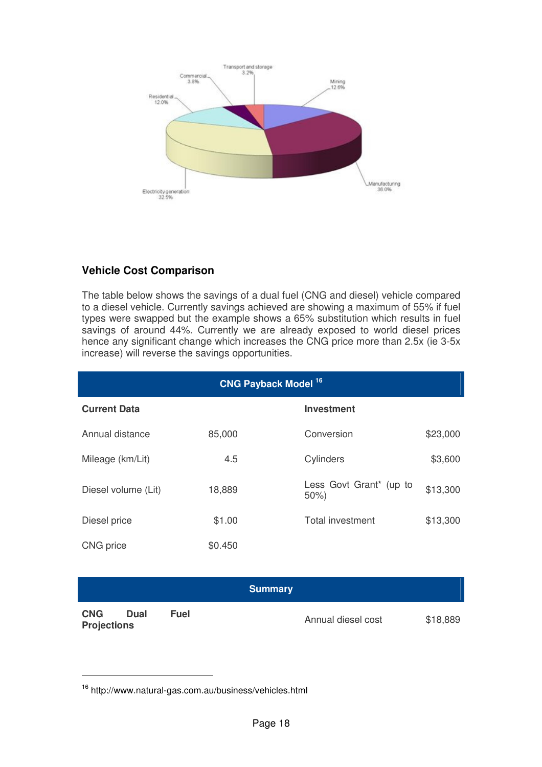Transport and storage 3.2%

Commercial 3.8%

Mining 12.6%

Residential 12.0%

Manufacturing 36.0%

Electricity generation 32.5%

### Vehicle Cost Comparison

The table below shows the savings of a dual fuel (CNG and diesel) vehicle compared to a diesel vehicle. Currently savings achieved are showing a maximum of 55% if fuel types were swapped but the example shows a 65% substitution which results in fuel savings of around 44%. Currently we are already exposed to world diesel prices hence any significant change which increases the CNG price more than 2.5x (ie 3-5x increase) will reverse the savings opportunities.

| CNG Payback Model [16] | | | |
|---|---|---|---|
| **Current Data** | | **Investment** | |
| Annual distance | 85,000 | Conversion | $23,000 |
| Mileage (km/Lit) | 4.5 | Cylinders | $3,600 |
| Diesel volume (Lit) | 18,889 | Less Govt Grant* (up to 50%) | $13,300 |
| Diesel price | $1.00 | Total investment | $13,300 |
| CNG price | $0.450 | | |

| Summary | | | |
|---|---|---|---|
| **CNG Dual Fuel Projections** | | Annual diesel cost | $18,889 |

[16] http://www.natural-gas.com.au/business/vehicles.html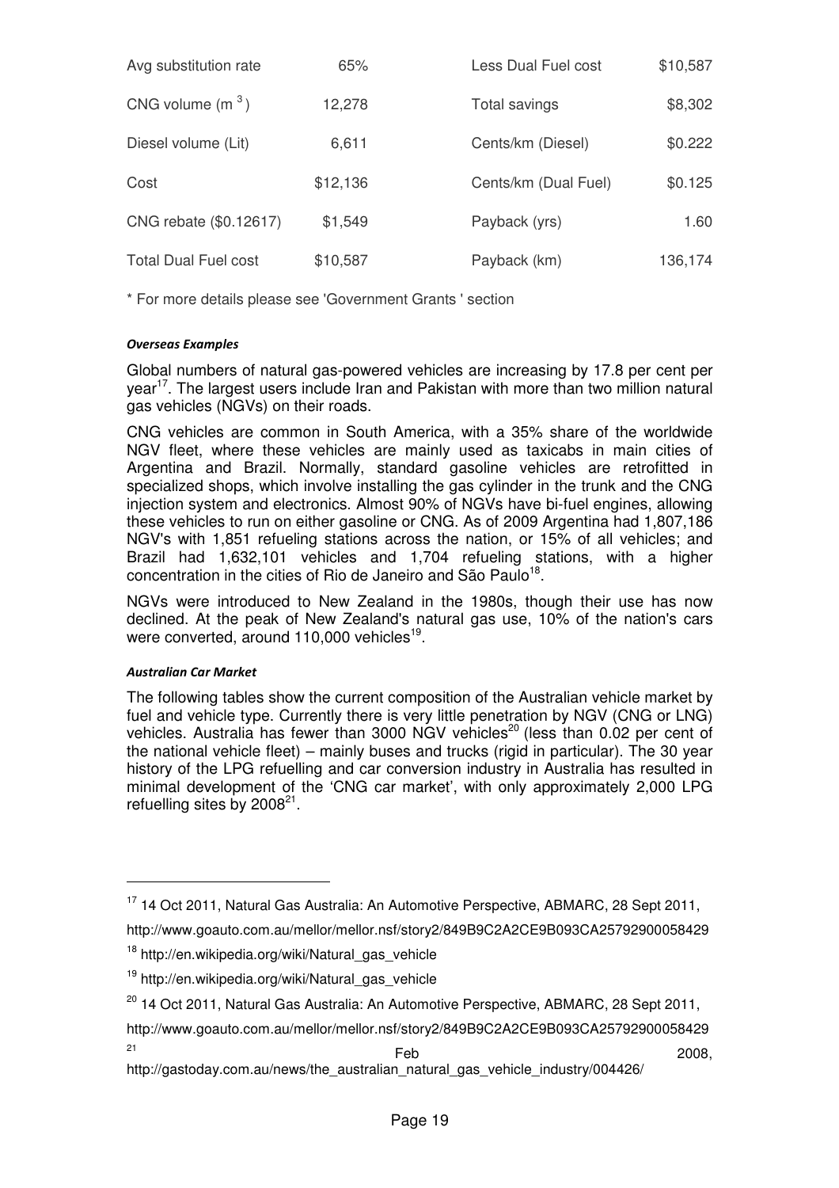| Avg substitution rate | 65% | Less Dual Fuel cost | $10,587 |
|---|---|---|---|
| CNG volume ($m^3$) | 12,278 | Total savings | $8,302 |
| Diesel volume (Lit) | 6,611 | Cents/km (Diesel) | $0.222 |
| Cost | $12,136 | Cents/km (Dual Fuel) | $0.125 |
| CNG rebate ($0.12617) | $1,549 | Payback (yrs) | 1.60 |
| Total Dual Fuel cost | $10,587 | Payback (km) | 136,174 |

* For more details please see 'Government Grants ' section

***Overseas Examples***

Global numbers of natural gas-powered vehicles are increasing by 17.8 per cent per year[17]. The largest users include Iran and Pakistan with more than two million natural gas vehicles (NGVs) on their roads.

CNG vehicles are common in South America, with a 35% share of the worldwide NGV fleet, where these vehicles are mainly used as taxicabs in main cities of Argentina and Brazil. Normally, standard gasoline vehicles are retrofitted in specialized shops, which involve installing the gas cylinder in the trunk and the CNG injection system and electronics. Almost 90% of NGVs have bi-fuel engines, allowing these vehicles to run on either gasoline or CNG. As of 2009 Argentina had 1,807,186 NGV's with 1,851 refueling stations across the nation, or 15% of all vehicles; and Brazil had 1,632,101 vehicles and 1,704 refueling stations, with a higher concentration in the cities of Rio de Janeiro and São Paulo[18].

NGVs were introduced to New Zealand in the 1980s, though their use has now declined. At the peak of New Zealand's natural gas use, 10% of the nation's cars were converted, around 110,000 vehicles[19].

***Australian Car Market***

The following tables show the current composition of the Australian vehicle market by fuel and vehicle type. Currently there is very little penetration by NGV (CNG or LNG) vehicles. Australia has fewer than 3000 NGV vehicles[20] (less than 0.02 per cent of the national vehicle fleet) – mainly buses and trucks (rigid in particular). The 30 year history of the LPG refuelling and car conversion industry in Australia has resulted in minimal development of the 'CNG car market', with only approximately 2,000 LPG refuelling sites by 2008[21].

---

[17] 14 Oct 2011, Natural Gas Australia: An Automotive Perspective, ABMARC, 28 Sept 2011, http://www.goauto.com.au/mellor/mellor.nsf/story2/849B9C2A2CE9B093CA25792900058429

[18] http://en.wikipedia.org/wiki/Natural_gas_vehicle

[19] http://en.wikipedia.org/wiki/Natural_gas_vehicle

[20] 14 Oct 2011, Natural Gas Australia: An Automotive Perspective, ABMARC, 28 Sept 2011, http://www.goauto.com.au/mellor/mellor.nsf/story2/849B9C2A2CE9B093CA25792900058429

[21] Feb 2008, http://gastoday.com.au/news/the_australian_natural_gas_vehicle_industry/004426/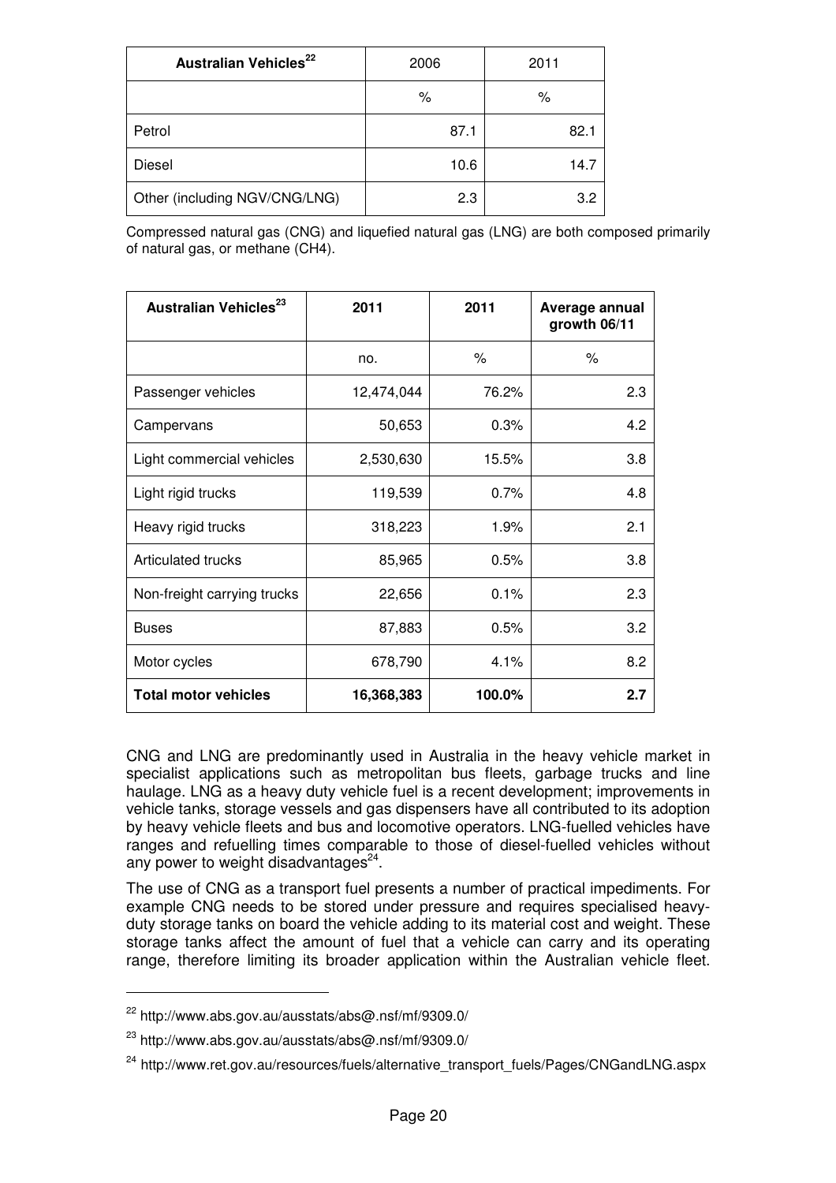| Australian Vehicles[22] | 2006 | 2011 |
|---|---|---|
| | % | % |
| Petrol | 87.1 | 82.1 |
| Diesel | 10.6 | 14.7 |
| Other (including NGV/CNG/LNG) | 2.3 | 3.2 |

Compressed natural gas (CNG) and liquefied natural gas (LNG) are both composed primarily of natural gas, or methane ($CH_4$).

| Australian Vehicles[23] | 2011 | 2011 | Average annual growth 06/11 |
|---|---|---|---|
| | no. | % | % |
| Passenger vehicles | 12,474,044 | 76.2% | 2.3 |
| Campervans | 50,653 | 0.3% | 4.2 |
| Light commercial vehicles | 2,530,630 | 15.5% | 3.8 |
| Light rigid trucks | 119,539 | 0.7% | 4.8 |
| Heavy rigid trucks | 318,223 | 1.9% | 2.1 |
| Articulated trucks | 85,965 | 0.5% | 3.8 |
| Non-freight carrying trucks | 22,656 | 0.1% | 2.3 |
| Buses | 87,883 | 0.5% | 3.2 |
| Motor cycles | 678,790 | 4.1% | 8.2 |
| **Total motor vehicles** | **16,368,383** | **100.0%** | **2.7** |

CNG and LNG are predominantly used in Australia in the heavy vehicle market in specialist applications such as metropolitan bus fleets, garbage trucks and line haulage. LNG as a heavy duty vehicle fuel is a recent development; improvements in vehicle tanks, storage vessels and gas dispensers have all contributed to its adoption by heavy vehicle fleets and bus and locomotive operators. LNG-fuelled vehicles have ranges and refuelling times comparable to those of diesel-fuelled vehicles without any power to weight disadvantages[24].

The use of CNG as a transport fuel presents a number of practical impediments. For example CNG needs to be stored under pressure and requires specialised heavy-duty storage tanks on board the vehicle adding to its material cost and weight. These storage tanks affect the amount of fuel that a vehicle can carry and its operating range, therefore limiting its broader application within the Australian vehicle fleet.

---

[22] http://www.abs.gov.au/ausstats/abs@.nsf/mf/9309.0/

[23] http://www.abs.gov.au/ausstats/abs@.nsf/mf/9309.0/

[24] http://www.ret.gov.au/resources/fuels/alternative_transport_fuels/Pages/CNGandLNG.aspx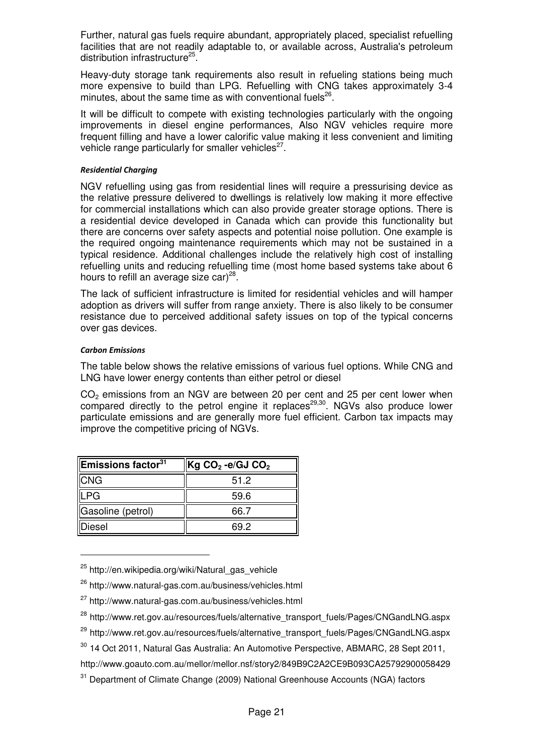Further, natural gas fuels require abundant, appropriately placed, specialist refuelling facilities that are not readily adaptable to, or available across, Australia's petroleum distribution infrastructure[25].

Heavy-duty storage tank requirements also result in refueling stations being much more expensive to build than LPG. Refuelling with CNG takes approximately 3-4 minutes, about the same time as with conventional fuels[26].

It will be difficult to compete with existing technologies particularly with the ongoing improvements in diesel engine performances, Also NGV vehicles require more frequent filling and have a lower calorific value making it less convenient and limiting vehicle range particularly for smaller vehicles[27].

***Residential Charging***

NGV refuelling using gas from residential lines will require a pressurising device as the relative pressure delivered to dwellings is relatively low making it more effective for commercial installations which can also provide greater storage options. There is a residential device developed in Canada which can provide this functionality but there are concerns over safety aspects and potential noise pollution. One example is the required ongoing maintenance requirements which may not be sustained in a typical residence. Additional challenges include the relatively high cost of installing refuelling units and reducing refuelling time (most home based systems take about 6 hours to refill an average size car)[28].

The lack of sufficient infrastructure is limited for residential vehicles and will hamper adoption as drivers will suffer from range anxiety. There is also likely to be consumer resistance due to perceived additional safety issues on top of the typical concerns over gas devices.

***Carbon Emissions***

The table below shows the relative emissions of various fuel options. While CNG and LNG have lower energy contents than either petrol or diesel

$CO_2$ emissions from an NGV are between 20 per cent and 25 per cent lower when compared directly to the petrol engine it replaces[29,30]. NGVs also produce lower particulate emissions and are generally more fuel efficient. Carbon tax impacts may improve the competitive pricing of NGVs.

| Emissions factor[31] | Kg $CO_2$ -e/GJ $CO_2$ |
|---|---|
| CNG | 51.2 |
| LPG | 59.6 |
| Gasoline (petrol) | 66.7 |
| Diesel | 69.2 |

---

[25] http://en.wikipedia.org/wiki/Natural_gas_vehicle

[26] http://www.natural-gas.com.au/business/vehicles.html

[27] http://www.natural-gas.com.au/business/vehicles.html

[28] http://www.ret.gov.au/resources/fuels/alternative_transport_fuels/Pages/CNGandLNG.aspx

[29] http://www.ret.gov.au/resources/fuels/alternative_transport_fuels/Pages/CNGandLNG.aspx

[30] 14 Oct 2011, Natural Gas Australia: An Automotive Perspective, ABMARC, 28 Sept 2011, http://www.goauto.com.au/mellor/mellor.nsf/story2/849B9C2A2CE9B093CA25792900058429

[31] Department of Climate Change (2009) National Greenhouse Accounts (NGA) factors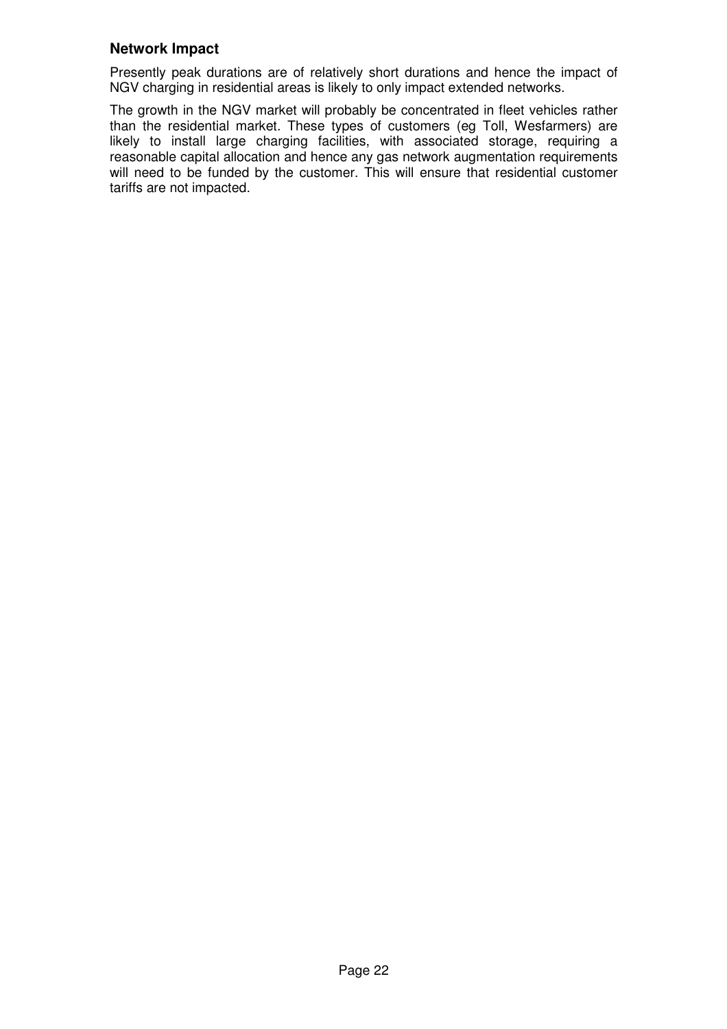### Network Impact

Presently peak durations are of relatively short durations and hence the impact of NGV charging in residential areas is likely to only impact extended networks.

The growth in the NGV market will probably be concentrated in fleet vehicles rather than the residential market. These types of customers (eg Toll, Wesfarmers) are likely to install large charging facilities, with associated storage, requiring a reasonable capital allocation and hence any gas network augmentation requirements will need to be funded by the customer. This will ensure that residential customer tariffs are not impacted.